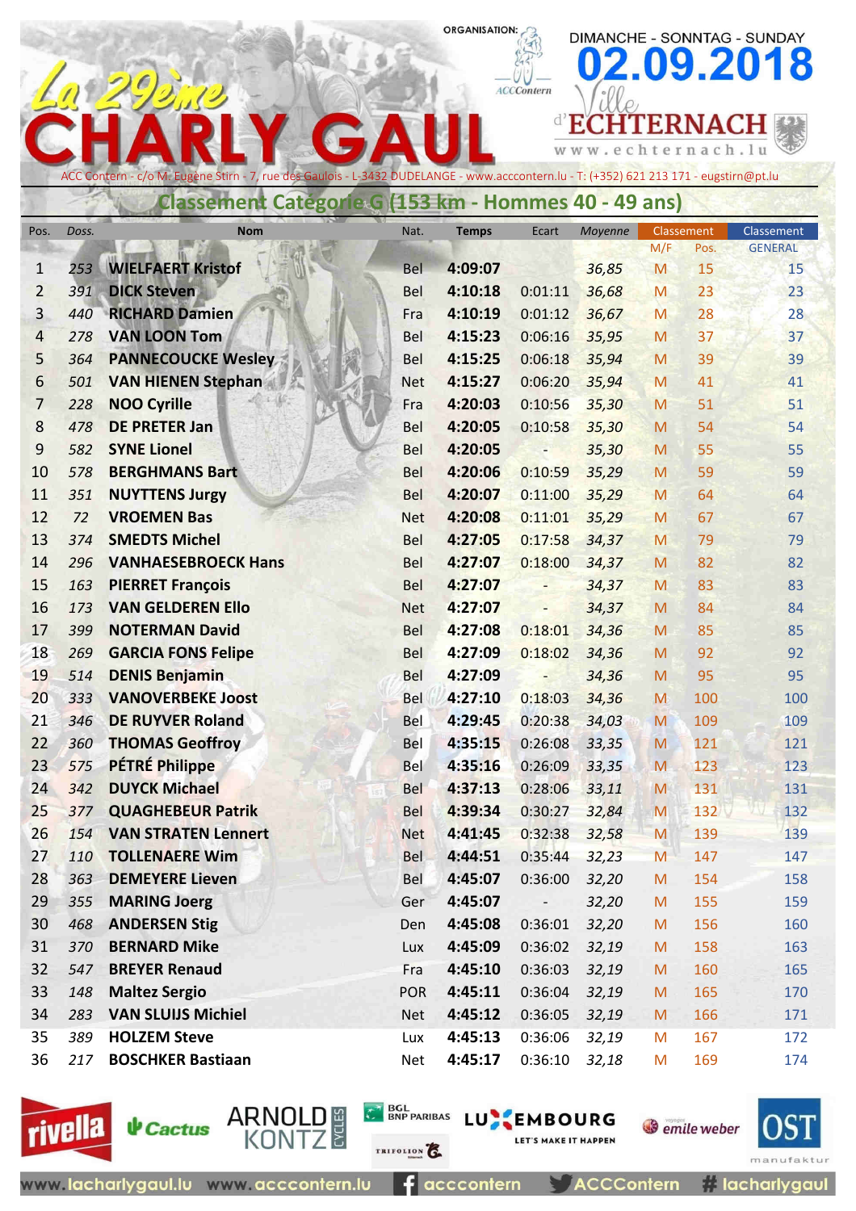# La 29ème CHARLY GAUL

ORGANISATION: ACCContern

DIMANCHE - SONNTAG - SUNDAY

**02.09.2018**

Ville d'ECHTERNACH

www.echternach.lu

ACC Contern - c/o M. Eugène Stirn - 7, rue des Gaulois - L-3432 DUDELANGE - www.acccontern.lu - T: (+352) 621 213 171 - eugstirn@pt.lu

## Classement Catégorie G (153 km - Hommes 40 - 49 ans)

| Pos. | Doss. | Nom | Nat. | Temps | Ecart | Moyenne | Classement M/F | Classement Pos. | Classement GENERAL |
|---|---|---|---|---|---|---|---|---|---|
| 1 | 253 | WIELFAERT Kristof | Bel | 4:09:07 | | 36,85 | M | 15 | 15 |
| 2 | 391 | DICK Steven | Bel | 4:10:18 | 0:01:11 | 36,68 | M | 23 | 23 |
| 3 | 440 | RICHARD Damien | Fra | 4:10:19 | 0:01:12 | 36,67 | M | 28 | 28 |
| 4 | 278 | VAN LOON Tom | Bel | 4:15:23 | 0:06:16 | 35,95 | M | 37 | 37 |
| 5 | 364 | PANNECOUCKE Wesley | Bel | 4:15:25 | 0:06:18 | 35,94 | M | 39 | 39 |
| 6 | 501 | VAN HIENEN Stephan | Net | 4:15:27 | 0:06:20 | 35,94 | M | 41 | 41 |
| 7 | 228 | NOO Cyrille | Fra | 4:20:03 | 0:10:56 | 35,30 | M | 51 | 51 |
| 8 | 478 | DE PRETER Jan | Bel | 4:20:05 | 0:10:58 | 35,30 | M | 54 | 54 |
| 9 | 582 | SYNE Lionel | Bel | 4:20:05 | - | 35,30 | M | 55 | 55 |
| 10 | 578 | BERGHMANS Bart | Bel | 4:20:06 | 0:10:59 | 35,29 | M | 59 | 59 |
| 11 | 351 | NUYTTENS Jurgy | Bel | 4:20:07 | 0:11:00 | 35,29 | M | 64 | 64 |
| 12 | 72 | VROEMEN Bas | Net | 4:20:08 | 0:11:01 | 35,29 | M | 67 | 67 |
| 13 | 374 | SMEDTS Michel | Bel | 4:27:05 | 0:17:58 | 34,37 | M | 79 | 79 |
| 14 | 296 | VANHAESEBROECK Hans | Bel | 4:27:07 | 0:18:00 | 34,37 | M | 82 | 82 |
| 15 | 163 | PIERRET François | Bel | 4:27:07 | - | 34,37 | M | 83 | 83 |
| 16 | 173 | VAN GELDEREN Ello | Net | 4:27:07 | - | 34,37 | M | 84 | 84 |
| 17 | 399 | NOTERMAN David | Bel | 4:27:08 | 0:18:01 | 34,36 | M | 85 | 85 |
| 18 | 269 | GARCIA FONS Felipe | Bel | 4:27:09 | 0:18:02 | 34,36 | M | 92 | 92 |
| 19 | 514 | DENIS Benjamin | Bel | 4:27:09 | - | 34,36 | M | 95 | 95 |
| 20 | 333 | VANOVERBEKE Joost | Bel | 4:27:10 | 0:18:03 | 34,36 | M | 100 | 100 |
| 21 | 346 | DE RUYVER Roland | Bel | 4:29:45 | 0:20:38 | 34,03 | M | 109 | 109 |
| 22 | 360 | THOMAS Geoffroy | Bel | 4:35:15 | 0:26:08 | 33,35 | M | 121 | 121 |
| 23 | 575 | PÉTRÉ Philippe | Bel | 4:35:16 | 0:26:09 | 33,35 | M | 123 | 123 |
| 24 | 342 | DUYCK Michael | Bel | 4:37:13 | 0:28:06 | 33,11 | M | 131 | 131 |
| 25 | 377 | QUAGHEBEUR Patrik | Bel | 4:39:34 | 0:30:27 | 32,84 | M | 132 | 132 |
| 26 | 154 | VAN STRATEN Lennert | Net | 4:41:45 | 0:32:38 | 32,58 | M | 139 | 139 |
| 27 | 110 | TOLLENAERE Wim | Bel | 4:44:51 | 0:35:44 | 32,23 | M | 147 | 147 |
| 28 | 363 | DEMEYERE Lieven | Bel | 4:45:07 | 0:36:00 | 32,20 | M | 154 | 158 |
| 29 | 355 | MARING Joerg | Ger | 4:45:07 | - | 32,20 | M | 155 | 159 |
| 30 | 468 | ANDERSEN Stig | Den | 4:45:08 | 0:36:01 | 32,20 | M | 156 | 160 |
| 31 | 370 | BERNARD Mike | Lux | 4:45:09 | 0:36:02 | 32,19 | M | 158 | 163 |
| 32 | 547 | BREYER Renaud | Fra | 4:45:10 | 0:36:03 | 32,19 | M | 160 | 165 |
| 33 | 148 | Maltez Sergio | POR | 4:45:11 | 0:36:04 | 32,19 | M | 165 | 170 |
| 34 | 283 | VAN SLUIJS Michiel | Net | 4:45:12 | 0:36:05 | 32,19 | M | 166 | 171 |
| 35 | 389 | HOLZEM Steve | Lux | 4:45:13 | 0:36:06 | 32,19 | M | 167 | 172 |
| 36 | 217 | BOSCHKER Bastiaan | Net | 4:45:17 | 0:36:10 | 32,18 | M | 169 | 174 |

rivella · Cactus · ARNOLD KONTZ CYCLES · BGL BNP PARIBAS · TRIFOLION · LUXEMBOURG LET'S MAKE IT HAPPEN · emile weber · OST manufaktur

www.lacharlygaul.lu www.acccontern.lu acccontern ACCContern #lacharlygaul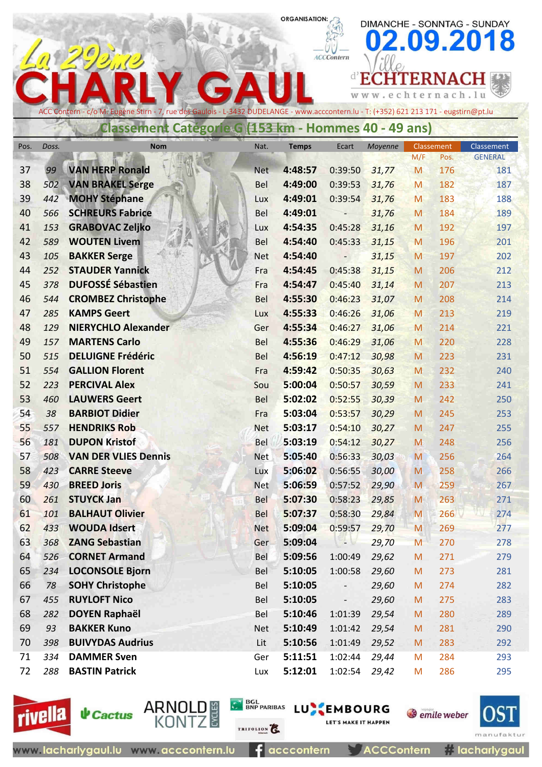# La 29ème CHARLY GAUL

ORGANISATION: ACCContern

DIMANCHE - SONNTAG - SUNDAY **02.09.2018**

Ville d'ECHTERNACH
www.echternach.lu

ACC Contern - c/o M. Eugène Stirn - 7, rue des Gaulois - L-3432 DUDELANGE - www.acccontern.lu - T: (+352) 621 213 171 - eugstirn@pt.lu

## Classement Catégorie G (153 km - Hommes 40 - 49 ans)

| Pos. | Doss. | Nom | Nat. | Temps | Ecart | Moyenne | Classement M/F | Classement Pos. | Classement GENERAL |
|---|---|---|---|---|---|---|---|---|---|
| 37 | 99 | VAN HERP Ronald | Net | 4:48:57 | 0:39:50 | 31,77 | M | 176 | 181 |
| 38 | 502 | VAN BRAKEL Serge | Bel | 4:49:00 | 0:39:53 | 31,76 | M | 182 | 187 |
| 39 | 442 | MOHY Stéphane | Lux | 4:49:01 | 0:39:54 | 31,76 | M | 183 | 188 |
| 40 | 566 | SCHREURS Fabrice | Bel | 4:49:01 | - | 31,76 | M | 184 | 189 |
| 41 | 153 | GRABOVAC Zeljko | Lux | 4:54:35 | 0:45:28 | 31,16 | M | 192 | 197 |
| 42 | 589 | WOUTEN Livem | Bel | 4:54:40 | 0:45:33 | 31,15 | M | 196 | 201 |
| 43 | 105 | BAKKER Serge | Net | 4:54:40 | - | 31,15 | M | 197 | 202 |
| 44 | 252 | STAUDER Yannick | Fra | 4:54:45 | 0:45:38 | 31,15 | M | 206 | 212 |
| 45 | 378 | DUFOSSÉ Sébastien | Fra | 4:54:47 | 0:45:40 | 31,14 | M | 207 | 213 |
| 46 | 544 | CROMBEZ Christophe | Bel | 4:55:30 | 0:46:23 | 31,07 | M | 208 | 214 |
| 47 | 285 | KAMPS Geert | Lux | 4:55:33 | 0:46:26 | 31,06 | M | 213 | 219 |
| 48 | 129 | NIERYCHLO Alexander | Ger | 4:55:34 | 0:46:27 | 31,06 | M | 214 | 221 |
| 49 | 157 | MARTENS Carlo | Bel | 4:55:36 | 0:46:29 | 31,06 | M | 220 | 228 |
| 50 | 515 | DELUIGNE Frédéric | Bel | 4:56:19 | 0:47:12 | 30,98 | M | 223 | 231 |
| 51 | 554 | GALLION Florent | Fra | 4:59:42 | 0:50:35 | 30,63 | M | 232 | 240 |
| 52 | 223 | PERCIVAL Alex | Sou | 5:00:04 | 0:50:57 | 30,59 | M | 233 | 241 |
| 53 | 460 | LAUWERS Geert | Bel | 5:02:02 | 0:52:55 | 30,39 | M | 242 | 250 |
| 54 | 38 | BARBIOT Didier | Fra | 5:03:04 | 0:53:57 | 30,29 | M | 245 | 253 |
| 55 | 557 | HENDRIKS Rob | Net | 5:03:17 | 0:54:10 | 30,27 | M | 247 | 255 |
| 56 | 181 | DUPON Kristof | Bel | 5:03:19 | 0:54:12 | 30,27 | M | 248 | 256 |
| 57 | 508 | VAN DER VLIES Dennis | Net | 5:05:40 | 0:56:33 | 30,03 | M | 256 | 264 |
| 58 | 423 | CARRE Steeve | Lux | 5:06:02 | 0:56:55 | 30,00 | M | 258 | 266 |
| 59 | 430 | BREED Joris | Net | 5:06:59 | 0:57:52 | 29,90 | M | 259 | 267 |
| 60 | 261 | STUYCK Jan | Bel | 5:07:30 | 0:58:23 | 29,85 | M | 263 | 271 |
| 61 | 101 | BALHAUT Olivier | Bel | 5:07:37 | 0:58:30 | 29,84 | M | 266 | 274 |
| 62 | 433 | WOUDA Idsert | Net | 5:09:04 | 0:59:57 | 29,70 | M | 269 | 277 |
| 63 | 368 | ZANG Sebastian | Ger | 5:09:04 | - | 29,70 | M | 270 | 278 |
| 64 | 526 | CORNET Armand | Bel | 5:09:56 | 1:00:49 | 29,62 | M | 271 | 279 |
| 65 | 234 | LOCONSOLE Bjorn | Bel | 5:10:05 | 1:00:58 | 29,60 | M | 273 | 281 |
| 66 | 78 | SOHY Christophe | Bel | 5:10:05 | - | 29,60 | M | 274 | 282 |
| 67 | 455 | RUYLOFT Nico | Bel | 5:10:05 | - | 29,60 | M | 275 | 283 |
| 68 | 282 | DOYEN Raphaël | Bel | 5:10:46 | 1:01:39 | 29,54 | M | 280 | 289 |
| 69 | 93 | BAKKER Kuno | Net | 5:10:49 | 1:01:42 | 29,54 | M | 281 | 290 |
| 70 | 398 | BUIVYDAS Audrius | Lit | 5:10:56 | 1:01:49 | 29,52 | M | 283 | 292 |
| 71 | 334 | DAMMER Sven | Ger | 5:11:51 | 1:02:44 | 29,44 | M | 284 | 293 |
| 72 | 288 | BASTIN Patrick | Lux | 5:12:01 | 1:02:54 | 29,42 | M | 286 | 295 |

rivella · Cactus · ARNOLD KONTZ CYCLES · BGL BNP PARIBAS · TRIFOLION · LUXEMBOURG LET'S MAKE IT HAPPEN · emile weber · OST manufaktur

www.lacharlygaul.lu www.acccontern.lu acccontern ACCContern #lacharlygaul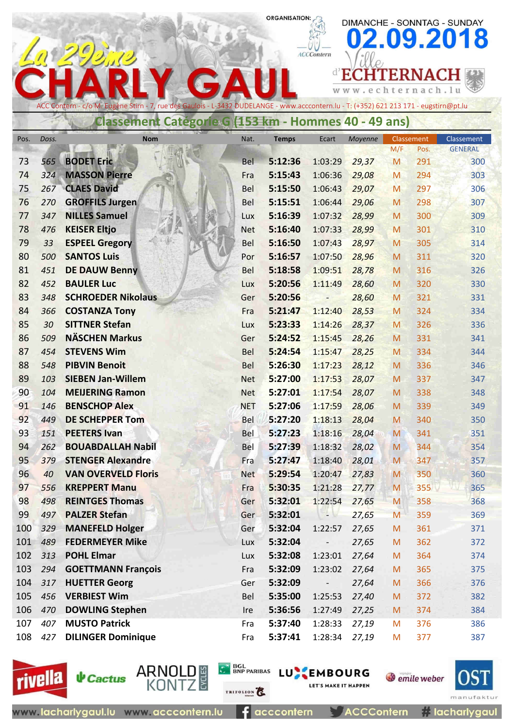ORGANISATION: ACCContern

DIMANCHE - SONNTAG - SUNDAY

**02.09.2018**

Ville d'ECHTERNACH

www.echternach.lu

# La 29ème CHARLY GAUL

ACC Contern - c/o M. Eugène Stirn - 7, rue des Gaulois - L-3432 DUDELANGE - www.acccontern.lu - T: (+352) 621 213 171 - eugstirn@pt.lu

## Classement Catégorie G (153 km - Hommes 40 - 49 ans)

| Pos. | Doss. | Nom | Nat. | Temps | Ecart | Moyenne | Classement M/F | Classement Pos. | Classement GENERAL |
|---|---|---|---|---|---|---|---|---|---|
| 73 | 565 | BODET Eric | Bel | 5:12:36 | 1:03:29 | 29,37 | M | 291 | 300 |
| 74 | 324 | MASSON Pierre | Fra | 5:15:43 | 1:06:36 | 29,08 | M | 294 | 303 |
| 75 | 267 | CLAES David | Bel | 5:15:50 | 1:06:43 | 29,07 | M | 297 | 306 |
| 76 | 270 | GROFFILS Jurgen | Bel | 5:15:51 | 1:06:44 | 29,06 | M | 298 | 307 |
| 77 | 347 | NILLES Samuel | Lux | 5:16:39 | 1:07:32 | 28,99 | M | 300 | 309 |
| 78 | 476 | KEISER Eltjo | Net | 5:16:40 | 1:07:33 | 28,99 | M | 301 | 310 |
| 79 | 33 | ESPEEL Gregory | Bel | 5:16:50 | 1:07:43 | 28,97 | M | 305 | 314 |
| 80 | 500 | SANTOS Luis | Por | 5:16:57 | 1:07:50 | 28,96 | M | 311 | 320 |
| 81 | 451 | DE DAUW Benny | Bel | 5:18:58 | 1:09:51 | 28,78 | M | 316 | 326 |
| 82 | 452 | BAULER Luc | Lux | 5:20:56 | 1:11:49 | 28,60 | M | 320 | 330 |
| 83 | 348 | SCHROEDER Nikolaus | Ger | 5:20:56 | - | 28,60 | M | 321 | 331 |
| 84 | 366 | COSTANZA Tony | Fra | 5:21:47 | 1:12:40 | 28,53 | M | 324 | 334 |
| 85 | 30 | SITTNER Stefan | Lux | 5:23:33 | 1:14:26 | 28,37 | M | 326 | 336 |
| 86 | 509 | NÄSCHEN Markus | Ger | 5:24:52 | 1:15:45 | 28,26 | M | 331 | 341 |
| 87 | 454 | STEVENS Wim | Bel | 5:24:54 | 1:15:47 | 28,25 | M | 334 | 344 |
| 88 | 548 | PIBVIN Benoit | Bel | 5:26:30 | 1:17:23 | 28,12 | M | 336 | 346 |
| 89 | 103 | SIEBEN Jan-Willem | Net | 5:27:00 | 1:17:53 | 28,07 | M | 337 | 347 |
| 90 | 104 | MEIJERING Ramon | Net | 5:27:01 | 1:17:54 | 28,07 | M | 338 | 348 |
| 91 | 146 | BENSCHOP Alex | NET | 5:27:06 | 1:17:59 | 28,06 | M | 339 | 349 |
| 92 | 449 | DE SCHEPPER Tom | Bel | 5:27:20 | 1:18:13 | 28,04 | M | 340 | 350 |
| 93 | 151 | PEETERS Ivan | Bel | 5:27:23 | 1:18:16 | 28,04 | M | 341 | 351 |
| 94 | 262 | BOUABDALLAH Nabil | Bel | 5:27:39 | 1:18:32 | 28,02 | M | 344 | 354 |
| 95 | 379 | STENGER Alexandre | Fra | 5:27:47 | 1:18:40 | 28,01 | M | 347 | 357 |
| 96 | 40 | VAN OVERVELD Floris | Net | 5:29:54 | 1:20:47 | 27,83 | M | 350 | 360 |
| 97 | 556 | KREPPERT Manu | Fra | 5:30:35 | 1:21:28 | 27,77 | M | 355 | 365 |
| 98 | 498 | REINTGES Thomas | Ger | 5:32:01 | 1:22:54 | 27,65 | M | 358 | 368 |
| 99 | 497 | PALZER Stefan | Ger | 5:32:01 | - | 27,65 | M | 359 | 369 |
| 100 | 329 | MANEFELD Holger | Ger | 5:32:04 | 1:22:57 | 27,65 | M | 361 | 371 |
| 101 | 489 | FEDERMEYER Mike | Lux | 5:32:04 | - | 27,65 | M | 362 | 372 |
| 102 | 313 | POHL Elmar | Lux | 5:32:08 | 1:23:01 | 27,64 | M | 364 | 374 |
| 103 | 294 | GOETTMANN François | Fra | 5:32:09 | 1:23:02 | 27,64 | M | 365 | 375 |
| 104 | 317 | HUETTER Georg | Ger | 5:32:09 | - | 27,64 | M | 366 | 376 |
| 105 | 456 | VERBIEST Wim | Bel | 5:35:00 | 1:25:53 | 27,40 | M | 372 | 382 |
| 106 | 470 | DOWLING Stephen | Ire | 5:36:56 | 1:27:49 | 27,25 | M | 374 | 384 |
| 107 | 407 | MUSTO Patrick | Fra | 5:37:40 | 1:28:33 | 27,19 | M | 376 | 386 |
| 108 | 427 | DILINGER Dominique | Fra | 5:37:41 | 1:28:34 | 27,19 | M | 377 | 387 |

rivella · Cactus · ARNOLD KONTZ CYCLES · BGL BNP PARIBAS · TRIFOLION · LUXEMBOURG LET'S MAKE IT HAPPEN · emile weber · OST manufaktur

www.lacharlygaul.lu · www.acccontern.lu · acccontern · ACCContern · # lacharlygaul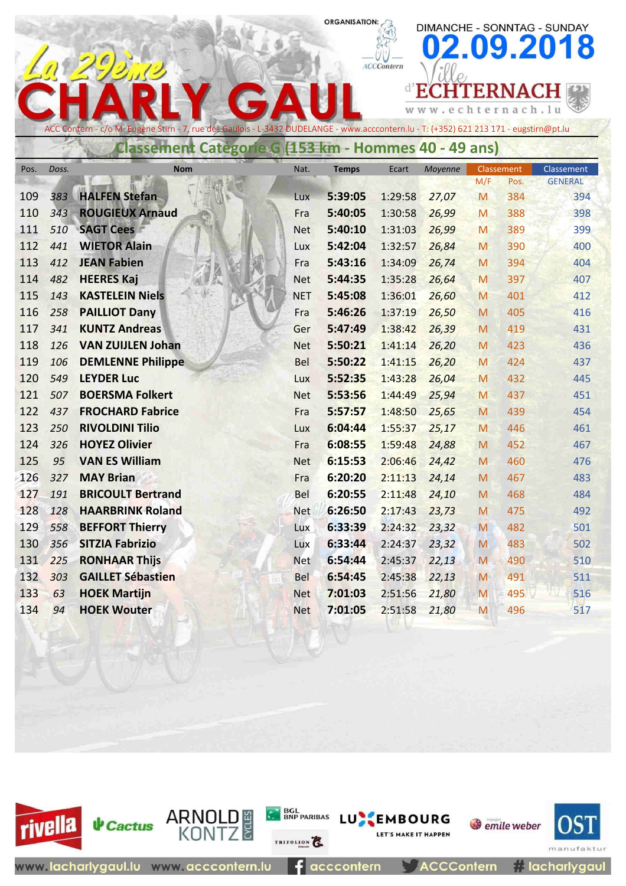# La 29ème CHARLY GAUL

ORGANISATION: ACCContern

DIMANCHE - SONNTAG - SUNDAY

**02.09.2018**

Ville d'ECHTERNACH

www.echternach.lu

ACC Contern - c/o M. Eugène Stirn - 7, rue des Gaulois - L-3432 DUDELANGE - www.acccontern.lu - T: (+352) 621 213 171 - eugstirn@pt.lu

## Classement Catégorie G (153 km - Hommes 40 - 49 ans)

| Pos. | Doss. | Nom | Nat. | Temps | Ecart | Moyenne | Classement M/F | Classement Pos. | Classement GENERAL |
|---|---|---|---|---|---|---|---|---|---|
| 109 | 383 | HALFEN Stefan | Lux | 5:39:05 | 1:29:58 | 27,07 | M | 384 | 394 |
| 110 | 343 | ROUGIEUX Arnaud | Fra | 5:40:05 | 1:30:58 | 26,99 | M | 388 | 398 |
| 111 | 510 | SAGT Cees | Net | 5:40:10 | 1:31:03 | 26,99 | M | 389 | 399 |
| 112 | 441 | WIETOR Alain | Lux | 5:42:04 | 1:32:57 | 26,84 | M | 390 | 400 |
| 113 | 412 | JEAN Fabien | Fra | 5:43:16 | 1:34:09 | 26,74 | M | 394 | 404 |
| 114 | 482 | HEERES Kaj | Net | 5:44:35 | 1:35:28 | 26,64 | M | 397 | 407 |
| 115 | 143 | KASTELEIN Niels | NET | 5:45:08 | 1:36:01 | 26,60 | M | 401 | 412 |
| 116 | 258 | PAILLIOT Dany | Fra | 5:46:26 | 1:37:19 | 26,50 | M | 405 | 416 |
| 117 | 341 | KUNTZ Andreas | Ger | 5:47:49 | 1:38:42 | 26,39 | M | 419 | 431 |
| 118 | 126 | VAN ZUIJLEN Johan | Net | 5:50:21 | 1:41:14 | 26,20 | M | 423 | 436 |
| 119 | 106 | DEMLENNE Philippe | Bel | 5:50:22 | 1:41:15 | 26,20 | M | 424 | 437 |
| 120 | 549 | LEYDER Luc | Lux | 5:52:35 | 1:43:28 | 26,04 | M | 432 | 445 |
| 121 | 507 | BOERSMA Folkert | Net | 5:53:56 | 1:44:49 | 25,94 | M | 437 | 451 |
| 122 | 437 | FROCHARD Fabrice | Fra | 5:57:57 | 1:48:50 | 25,65 | M | 439 | 454 |
| 123 | 250 | RIVOLDINI Tilio | Lux | 6:04:44 | 1:55:37 | 25,17 | M | 446 | 461 |
| 124 | 326 | HOYEZ Olivier | Fra | 6:08:55 | 1:59:48 | 24,88 | M | 452 | 467 |
| 125 | 95 | VAN ES William | Net | 6:15:53 | 2:06:46 | 24,42 | M | 460 | 476 |
| 126 | 327 | MAY Brian | Fra | 6:20:20 | 2:11:13 | 24,14 | M | 467 | 483 |
| 127 | 191 | BRICOULT Bertrand | Bel | 6:20:55 | 2:11:48 | 24,10 | M | 468 | 484 |
| 128 | 128 | HAARBRINK Roland | Net | 6:26:50 | 2:17:43 | 23,73 | M | 475 | 492 |
| 129 | 558 | BEFFORT Thierry | Lux | 6:33:39 | 2:24:32 | 23,32 | M | 482 | 501 |
| 130 | 356 | SITZIA Fabrizio | Lux | 6:33:44 | 2:24:37 | 23,32 | M | 483 | 502 |
| 131 | 225 | RONHAAR Thijs | Net | 6:54:44 | 2:45:37 | 22,13 | M | 490 | 510 |
| 132 | 303 | GAILLET Sébastien | Bel | 6:54:45 | 2:45:38 | 22,13 | M | 491 | 511 |
| 133 | 63 | HOEK Martijn | Net | 7:01:03 | 2:51:56 | 21,80 | M | 495 | 516 |
| 134 | 94 | HOEK Wouter | Net | 7:01:05 | 2:51:58 | 21,80 | M | 496 | 517 |

rivella · Cactus · ARNOLD KONTZ CYCLES · BGL BNP PARIBAS · TRIFOLION · LUXEMBOURG LET'S MAKE IT HAPPEN · emile weber · OST manufaktur

www.lacharlygaul.lu www.acccontern.lu acccontern ACCContern # lacharlygaul